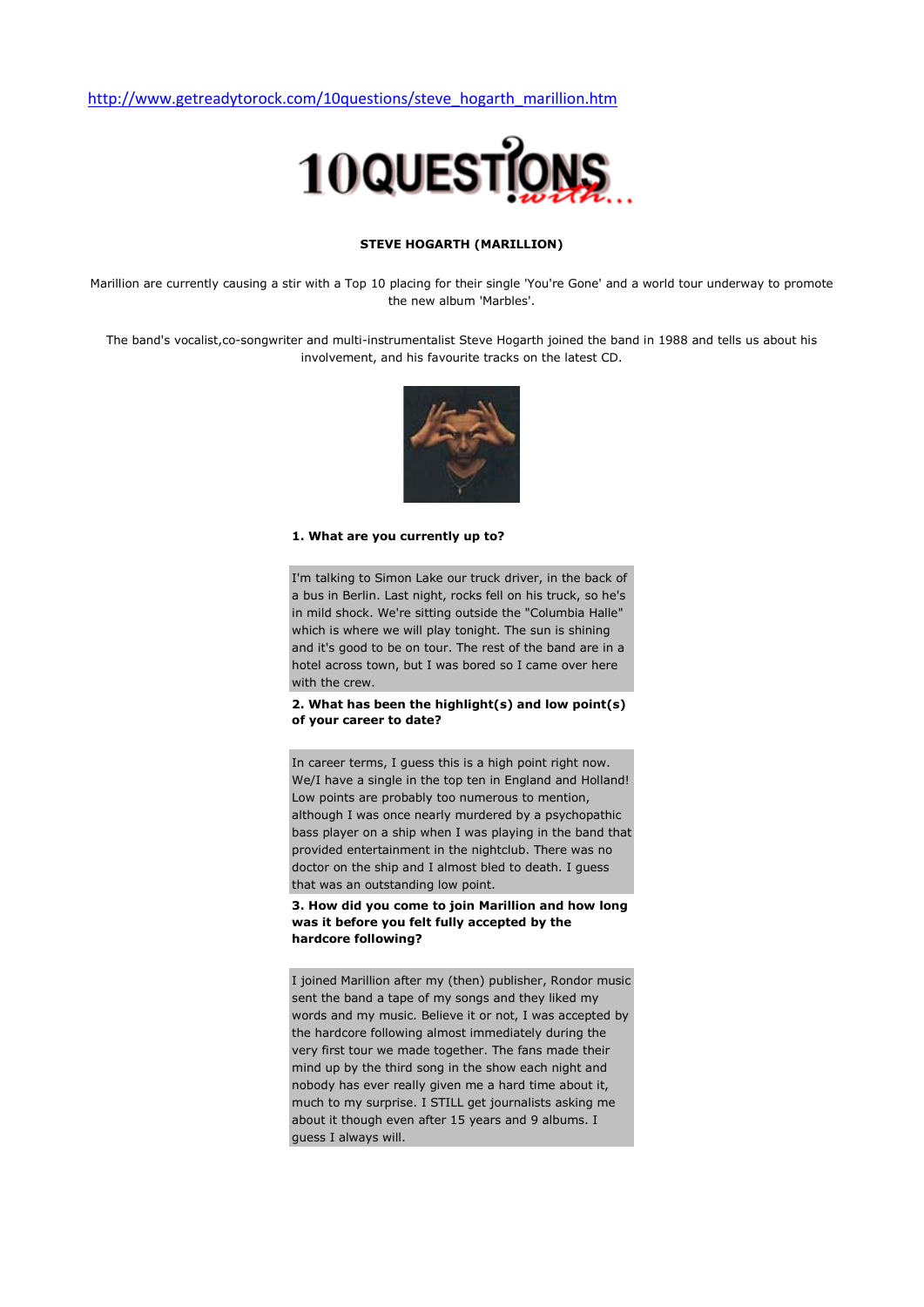http://www.getreadytorock.com/10questions/steve_hogarth_marillion.htm

# 10QUESTIONS with...

## STEVE HOGARTH (MARILLION)

Marillion are currently causing a stir with a Top 10 placing for their single 'You're Gone' and a world tour underway to promote the new album 'Marbles'.

The band's vocalist,co-songwriter and multi-instrumentalist Steve Hogarth joined the band in 1988 and tells us about his involvement, and his favourite tracks on the latest CD.

**1. What are you currently up to?**

I'm talking to Simon Lake our truck driver, in the back of a bus in Berlin. Last night, rocks fell on his truck, so he's in mild shock. We're sitting outside the "Columbia Halle" which is where we will play tonight. The sun is shining and it's good to be on tour. The rest of the band are in a hotel across town, but I was bored so I came over here with the crew.

**2. What has been the highlight(s) and low point(s) of your career to date?**

In career terms, I guess this is a high point right now. We/I have a single in the top ten in England and Holland! Low points are probably too numerous to mention, although I was once nearly murdered by a psychopathic bass player on a ship when I was playing in the band that provided entertainment in the nightclub. There was no doctor on the ship and I almost bled to death. I guess that was an outstanding low point.

**3. How did you come to join Marillion and how long was it before you felt fully accepted by the hardcore following?**

I joined Marillion after my (then) publisher, Rondor music sent the band a tape of my songs and they liked my words and my music. Believe it or not, I was accepted by the hardcore following almost immediately during the very first tour we made together. The fans made their mind up by the third song in the show each night and nobody has ever really given me a hard time about it, much to my surprise. I STILL get journalists asking me about it though even after 15 years and 9 albums. I guess I always will.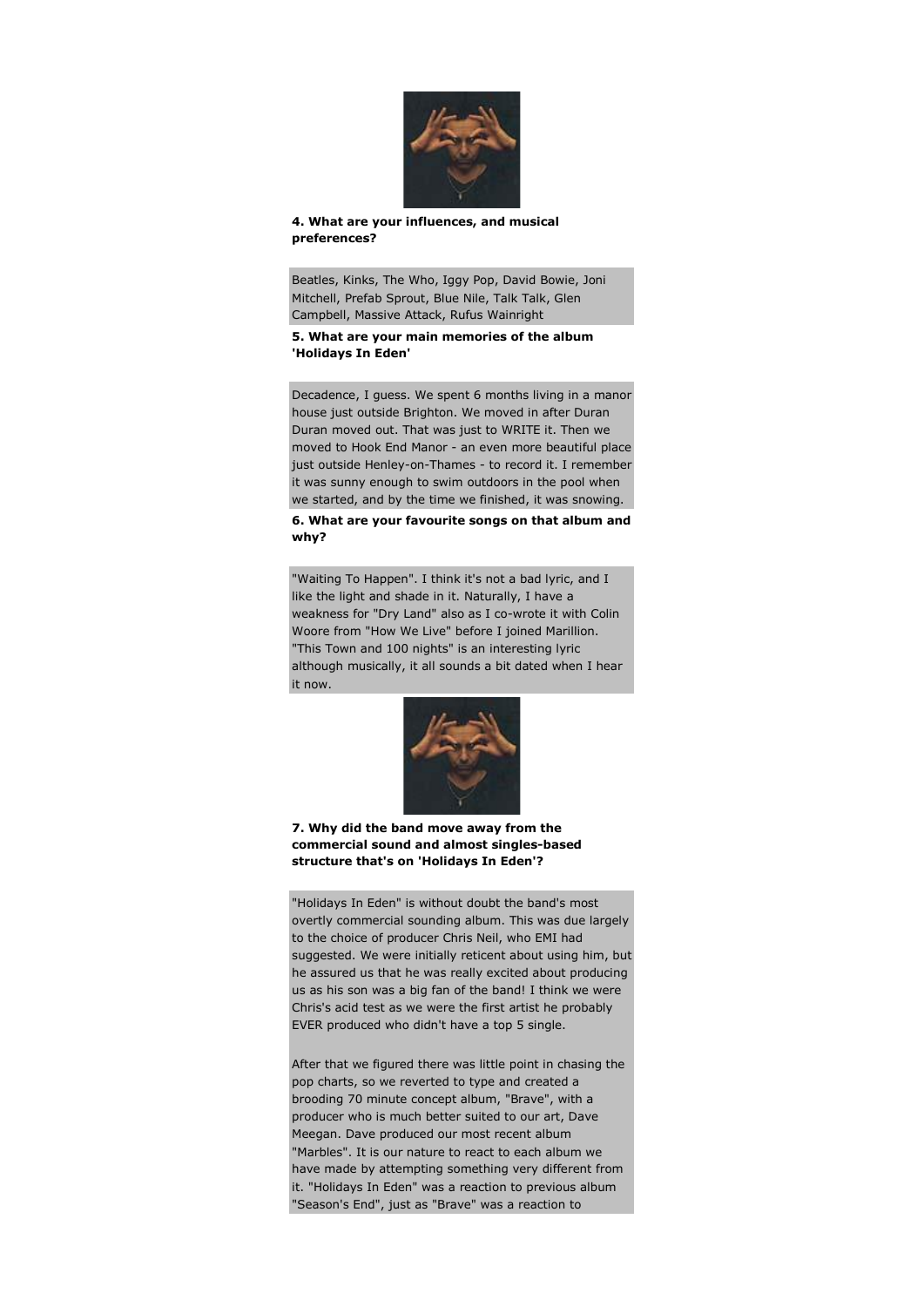**4. What are your influences, and musical preferences?**

Beatles, Kinks, The Who, Iggy Pop, David Bowie, Joni Mitchell, Prefab Sprout, Blue Nile, Talk Talk, Glen Campbell, Massive Attack, Rufus Wainright

**5. What are your main memories of the album 'Holidays In Eden'**

Decadence, I guess. We spent 6 months living in a manor house just outside Brighton. We moved in after Duran Duran moved out. That was just to WRITE it. Then we moved to Hook End Manor - an even more beautiful place just outside Henley-on-Thames - to record it. I remember it was sunny enough to swim outdoors in the pool when we started, and by the time we finished, it was snowing.

**6. What are your favourite songs on that album and why?**

"Waiting To Happen". I think it's not a bad lyric, and I like the light and shade in it. Naturally, I have a weakness for "Dry Land" also as I co-wrote it with Colin Woore from "How We Live" before I joined Marillion. "This Town and 100 nights" is an interesting lyric although musically, it all sounds a bit dated when I hear it now.

**7. Why did the band move away from the commercial sound and almost singles-based structure that's on 'Holidays In Eden'?**

"Holidays In Eden" is without doubt the band's most overtly commercial sounding album. This was due largely to the choice of producer Chris Neil, who EMI had suggested. We were initially reticent about using him, but he assured us that he was really excited about producing us as his son was a big fan of the band! I think we were Chris's acid test as we were the first artist he probably EVER produced who didn't have a top 5 single.

After that we figured there was little point in chasing the pop charts, so we reverted to type and created a brooding 70 minute concept album, "Brave", with a producer who is much better suited to our art, Dave Meegan. Dave produced our most recent album "Marbles". It is our nature to react to each album we have made by attempting something very different from it. "Holidays In Eden" was a reaction to previous album "Season's End", just as "Brave" was a reaction to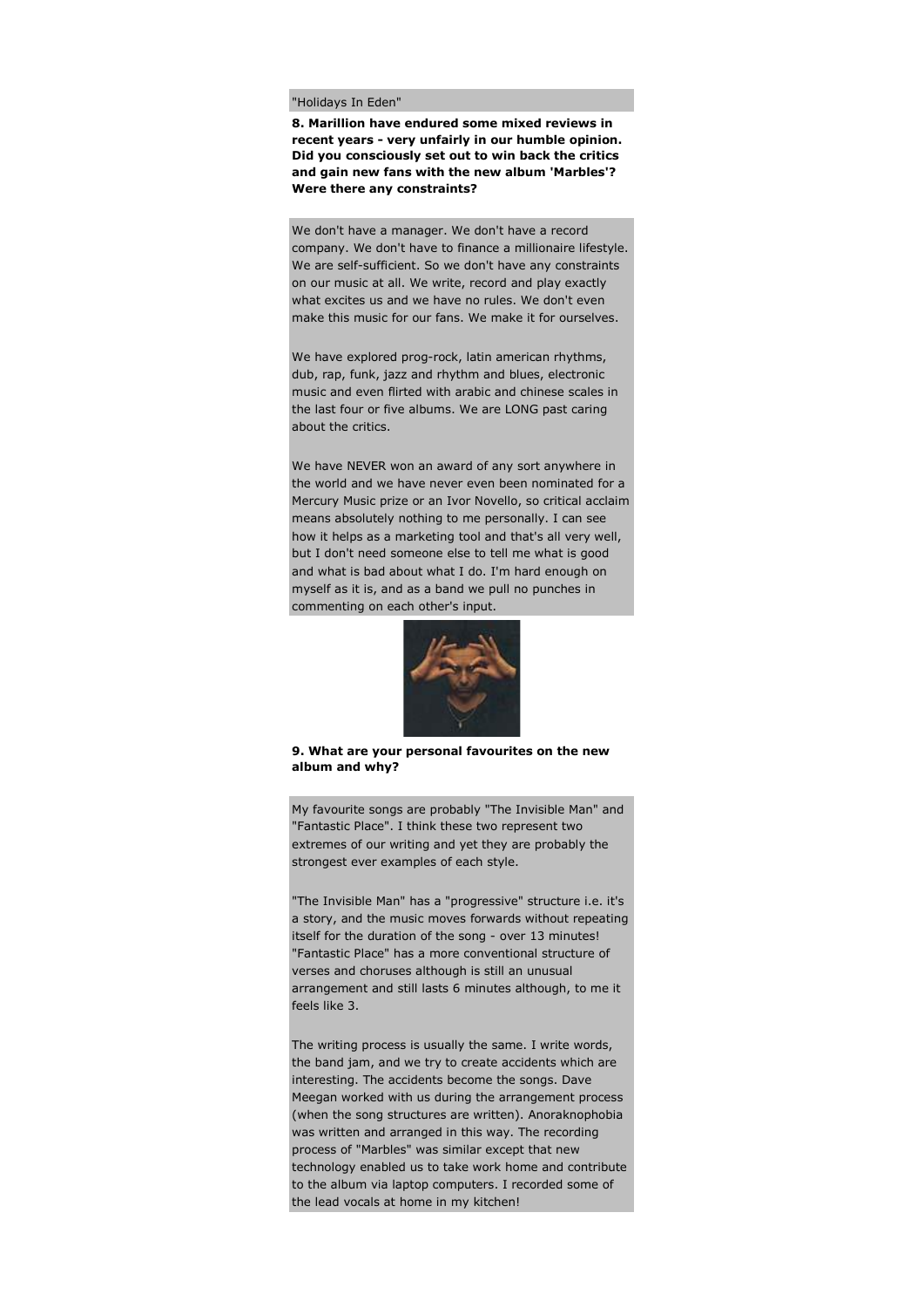"Holidays In Eden"

**8. Marillion have endured some mixed reviews in recent years - very unfairly in our humble opinion. Did you consciously set out to win back the critics and gain new fans with the new album 'Marbles'? Were there any constraints?**

We don't have a manager. We don't have a record company. We don't have to finance a millionaire lifestyle. We are self-sufficient. So we don't have any constraints on our music at all. We write, record and play exactly what excites us and we have no rules. We don't even make this music for our fans. We make it for ourselves.

We have explored prog-rock, latin american rhythms, dub, rap, funk, jazz and rhythm and blues, electronic music and even flirted with arabic and chinese scales in the last four or five albums. We are LONG past caring about the critics.

We have NEVER won an award of any sort anywhere in the world and we have never even been nominated for a Mercury Music prize or an Ivor Novello, so critical acclaim means absolutely nothing to me personally. I can see how it helps as a marketing tool and that's all very well, but I don't need someone else to tell me what is good and what is bad about what I do. I'm hard enough on myself as it is, and as a band we pull no punches in commenting on each other's input.

**9. What are your personal favourites on the new album and why?**

My favourite songs are probably "The Invisible Man" and "Fantastic Place". I think these two represent two extremes of our writing and yet they are probably the strongest ever examples of each style.

"The Invisible Man" has a "progressive" structure i.e. it's a story, and the music moves forwards without repeating itself for the duration of the song - over 13 minutes! "Fantastic Place" has a more conventional structure of verses and choruses although is still an unusual arrangement and still lasts 6 minutes although, to me it feels like 3.

The writing process is usually the same. I write words, the band jam, and we try to create accidents which are interesting. The accidents become the songs. Dave Meegan worked with us during the arrangement process (when the song structures are written). Anoraknophobia was written and arranged in this way. The recording process of "Marbles" was similar except that new technology enabled us to take work home and contribute to the album via laptop computers. I recorded some of the lead vocals at home in my kitchen!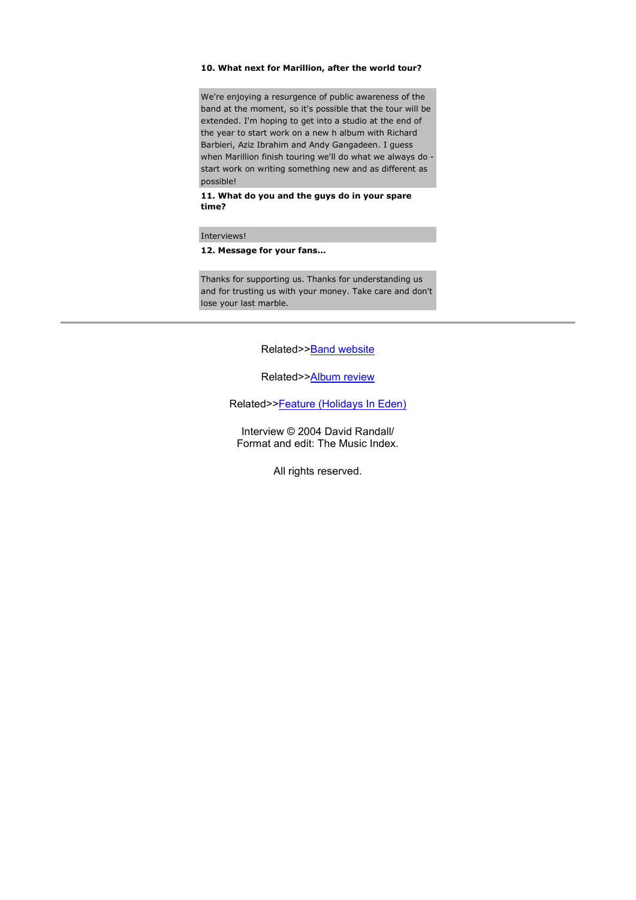**10. What next for Marillion, after the world tour?**

We're enjoying a resurgence of public awareness of the band at the moment, so it's possible that the tour will be extended. I'm hoping to get into a studio at the end of the year to start work on a new h album with Richard Barbieri, Aziz Ibrahim and Andy Gangadeen. I guess when Marillion finish touring we'll do what we always do - start work on writing something new and as different as possible!

**11. What do you and the guys do in your spare time?**

Interviews!

**12. Message for your fans...**

Thanks for supporting us. Thanks for understanding us and for trusting us with your money. Take care and don't lose your last marble.

---

Related>>Band website

Related>>Album review

Related>>Feature (Holidays In Eden)

Interview © 2004 David Randall/
Format and edit: The Music Index.

All rights reserved.